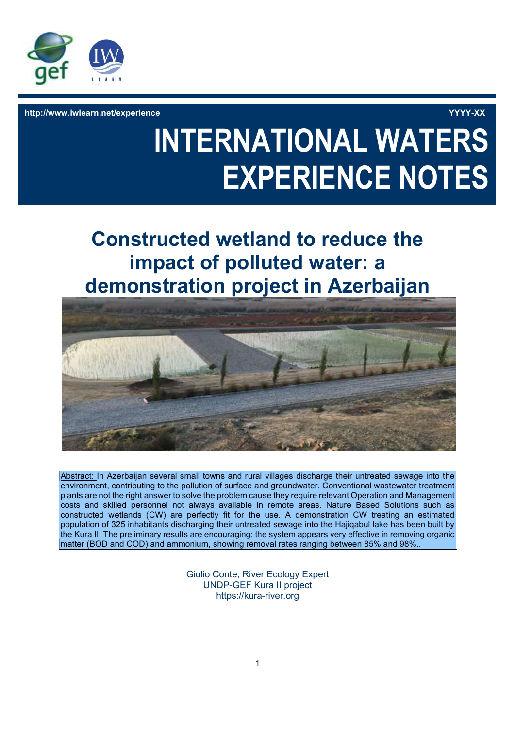http://www.iwlearn.net/experience YYYY-XX

# INTERNATIONAL WATERS EXPERIENCE NOTES

## Constructed wetland to reduce the impact of polluted water: a demonstration project in Azerbaijan

Abstract: In Azerbaijan several small towns and rural villages discharge their untreated sewage into the environment, contributing to the pollution of surface and groundwater. Conventional wastewater treatment plants are not the right answer to solve the problem cause they require relevant Operation and Management costs and skilled personnel not always available in remote areas. Nature Based Solutions such as constructed wetlands (CW) are perfectly fit for the use. A demonstration CW treating an estimated population of 325 inhabitants discharging their untreated sewage into the Hajiqabul lake has been built by the Kura II. The preliminary results are encouraging: the system appears very effective in removing organic matter (BOD and COD) and ammonium, showing removal rates ranging between 85% and 98%..

Giulio Conte, River Ecology Expert
UNDP-GEF Kura II project
https://kura-river.org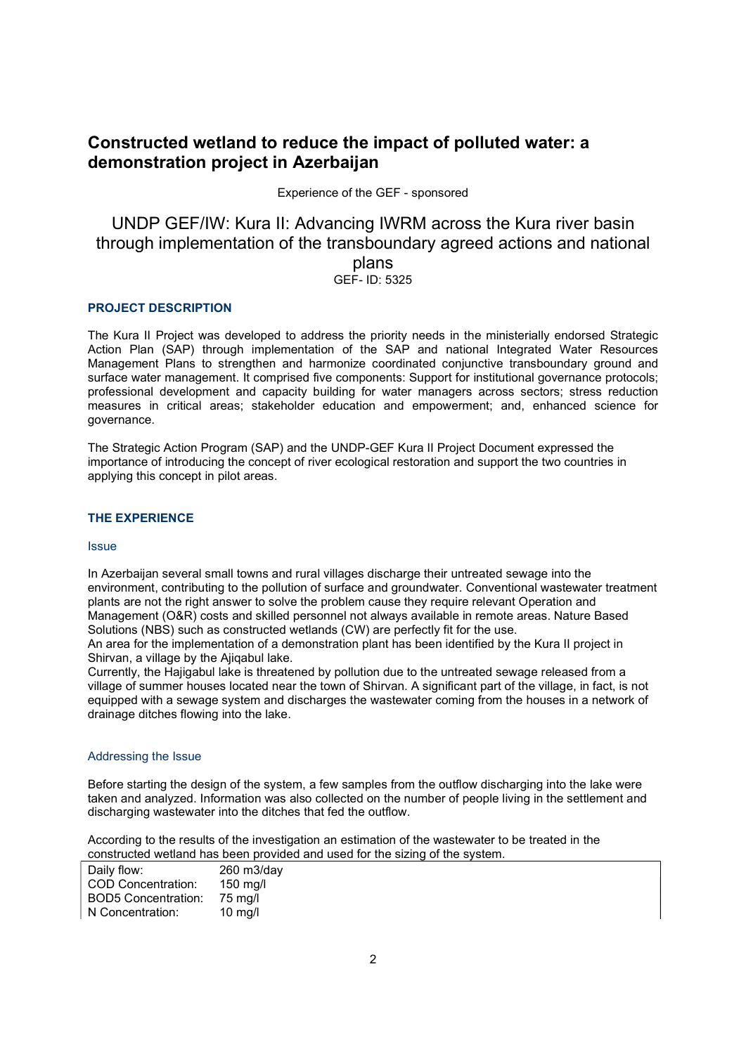## Constructed wetland to reduce the impact of polluted water: a demonstration project in Azerbaijan

Experience of the GEF - sponsored

# UNDP GEF/IW: Kura II: Advancing IWRM across the Kura river basin through implementation of the transboundary agreed actions and national plans

GEF- ID: 5325

### PROJECT DESCRIPTION

The Kura II Project was developed to address the priority needs in the ministerially endorsed Strategic Action Plan (SAP) through implementation of the SAP and national Integrated Water Resources Management Plans to strengthen and harmonize coordinated conjunctive transboundary ground and surface water management. It comprised five components: Support for institutional governance protocols; professional development and capacity building for water managers across sectors; stress reduction measures in critical areas; stakeholder education and empowerment; and, enhanced science for governance.

The Strategic Action Program (SAP) and the UNDP-GEF Kura II Project Document expressed the importance of introducing the concept of river ecological restoration and support the two countries in applying this concept in pilot areas.

### THE EXPERIENCE

#### Issue

In Azerbaijan several small towns and rural villages discharge their untreated sewage into the environment, contributing to the pollution of surface and groundwater. Conventional wastewater treatment plants are not the right answer to solve the problem cause they require relevant Operation and Management (O&R) costs and skilled personnel not always available in remote areas. Nature Based Solutions (NBS) such as constructed wetlands (CW) are perfectly fit for the use.

An area for the implementation of a demonstration plant has been identified by the Kura II project in Shirvan, a village by the Ajiqabul lake.

Currently, the Hajigabul lake is threatened by pollution due to the untreated sewage released from a village of summer houses located near the town of Shirvan. A significant part of the village, in fact, is not equipped with a sewage system and discharges the wastewater coming from the houses in a network of drainage ditches flowing into the lake.

#### Addressing the Issue

Before starting the design of the system, a few samples from the outflow discharging into the lake were taken and analyzed. Information was also collected on the number of people living in the settlement and discharging wastewater into the ditches that fed the outflow.

According to the results of the investigation an estimation of the wastewater to be treated in the constructed wetland has been provided and used for the sizing of the system.

| | |
|---|---|
| Daily flow: | 260 m3/day |
| COD Concentration: | 150 mg/l |
| BOD5 Concentration: | 75 mg/l |
| N Concentration: | 10 mg/l |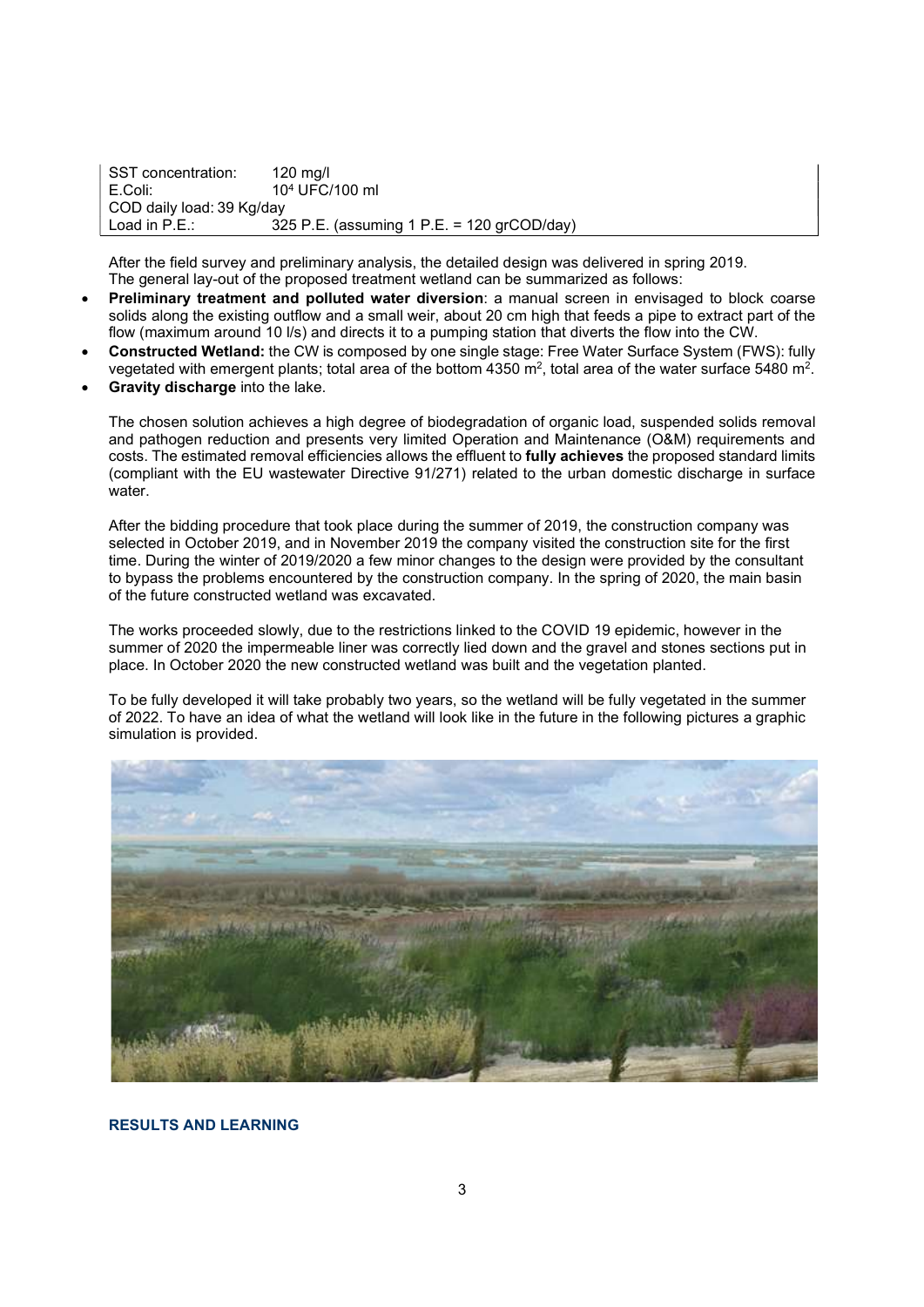| | |
|---|---|
| SST concentration: | 120 mg/l |
| E.Coli: | $10^4$ UFC/100 ml |
| COD daily load: 39 Kg/day | |
| Load in P.E.: | 325 P.E. (assuming 1 P.E. = 120 grCOD/day) |

After the field survey and preliminary analysis, the detailed design was delivered in spring 2019. The general lay-out of the proposed treatment wetland can be summarized as follows:

- **Preliminary treatment and polluted water diversion**: a manual screen in envisaged to block coarse solids along the existing outflow and a small weir, about 20 cm high that feeds a pipe to extract part of the flow (maximum around 10 l/s) and directs it to a pumping station that diverts the flow into the CW.
- **Constructed Wetland:** the CW is composed by one single stage: Free Water Surface System (FWS): fully vegetated with emergent plants; total area of the bottom 4350 m$^2$, total area of the water surface 5480 m$^2$.
- **Gravity discharge** into the lake.

The chosen solution achieves a high degree of biodegradation of organic load, suspended solids removal and pathogen reduction and presents very limited Operation and Maintenance (O&M) requirements and costs. The estimated removal efficiencies allows the effluent to **fully achieves** the proposed standard limits (compliant with the EU wastewater Directive 91/271) related to the urban domestic discharge in surface water.

After the bidding procedure that took place during the summer of 2019, the construction company was selected in October 2019, and in November 2019 the company visited the construction site for the first time. During the winter of 2019/2020 a few minor changes to the design were provided by the consultant to bypass the problems encountered by the construction company. In the spring of 2020, the main basin of the future constructed wetland was excavated.

The works proceeded slowly, due to the restrictions linked to the COVID 19 epidemic, however in the summer of 2020 the impermeable liner was correctly lied down and the gravel and stones sections put in place. In October 2020 the new constructed wetland was built and the vegetation planted.

To be fully developed it will take probably two years, so the wetland will be fully vegetated in the summer of 2022. To have an idea of what the wetland will look like in the future in the following pictures a graphic simulation is provided.

## RESULTS AND LEARNING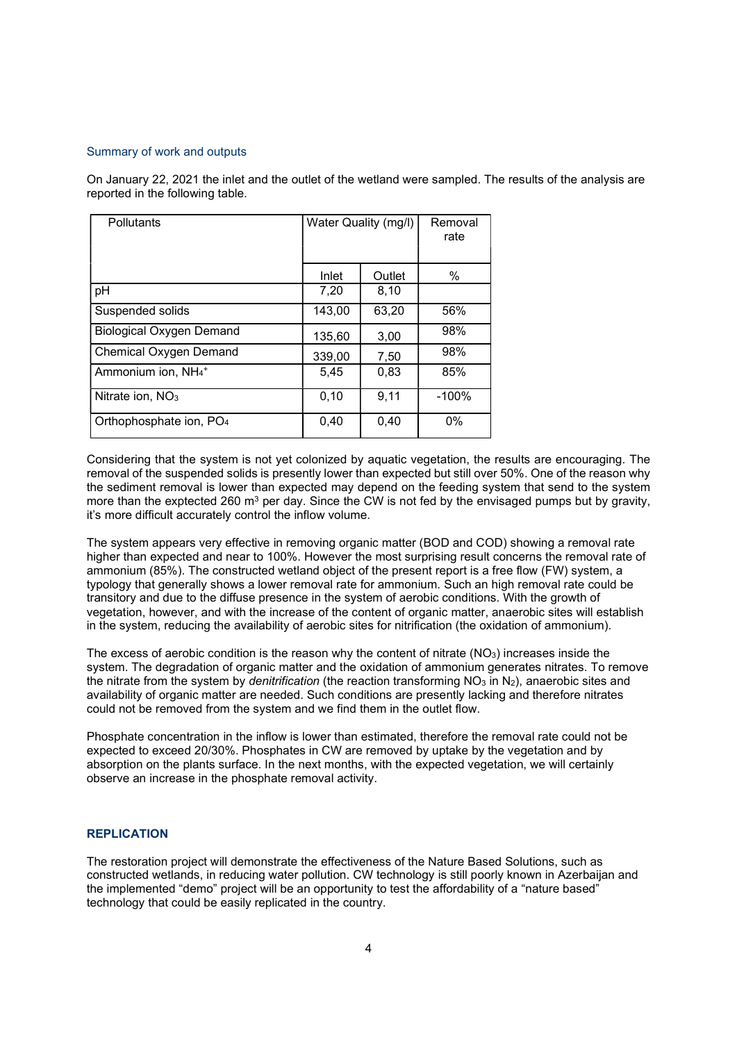### Summary of work and outputs

On January 22, 2021 the inlet and the outlet of the wetland were sampled. The results of the analysis are reported in the following table.

| Pollutants | Water Quality (mg/l) | | Removal rate |
|---|---|---|---|
| | Inlet | Outlet | % |
| pH | 7,20 | 8,10 | |
| Suspended solids | 143,00 | 63,20 | 56% |
| Biological Oxygen Demand | 135,60 | 3,00 | 98% |
| Chemical Oxygen Demand | 339,00 | 7,50 | 98% |
| Ammonium ion, $NH_4^+$ | 5,45 | 0,83 | 85% |
| Nitrate ion, $NO_3$ | 0,10 | 9,11 | -100% |
| Orthophosphate ion, $PO_4$ | 0,40 | 0,40 | 0% |

Considering that the system is not yet colonized by aquatic vegetation, the results are encouraging. The removal of the suspended solids is presently lower than expected but still over 50%. One of the reason why the sediment removal is lower than expected may depend on the feeding system that send to the system more than the exptected 260 $m^3$ per day. Since the CW is not fed by the envisaged pumps but by gravity, it's more difficult accurately control the inflow volume.

The system appears very effective in removing organic matter (BOD and COD) showing a removal rate higher than expected and near to 100%. However the most surprising result concerns the removal rate of ammonium (85%). The constructed wetland object of the present report is a free flow (FW) system, a typology that generally shows a lower removal rate for ammonium. Such an high removal rate could be transitory and due to the diffuse presence in the system of aerobic conditions. With the growth of vegetation, however, and with the increase of the content of organic matter, anaerobic sites will establish in the system, reducing the availability of aerobic sites for nitrification (the oxidation of ammonium).

The excess of aerobic condition is the reason why the content of nitrate ($NO_3$) increases inside the system. The degradation of organic matter and the oxidation of ammonium generates nitrates. To remove the nitrate from the system by *denitrification* (the reaction transforming $NO_3$ in $N_2$), anaerobic sites and availability of organic matter are needed. Such conditions are presently lacking and therefore nitrates could not be removed from the system and we find them in the outlet flow.

Phosphate concentration in the inflow is lower than estimated, therefore the removal rate could not be expected to exceed 20/30%. Phosphates in CW are removed by uptake by the vegetation and by absorption on the plants surface. In the next months, with the expected vegetation, we will certainly observe an increase in the phosphate removal activity.

## REPLICATION

The restoration project will demonstrate the effectiveness of the Nature Based Solutions, such as constructed wetlands, in reducing water pollution. CW technology is still poorly known in Azerbaijan and the implemented "demo" project will be an opportunity to test the affordability of a "nature based" technology that could be easily replicated in the country.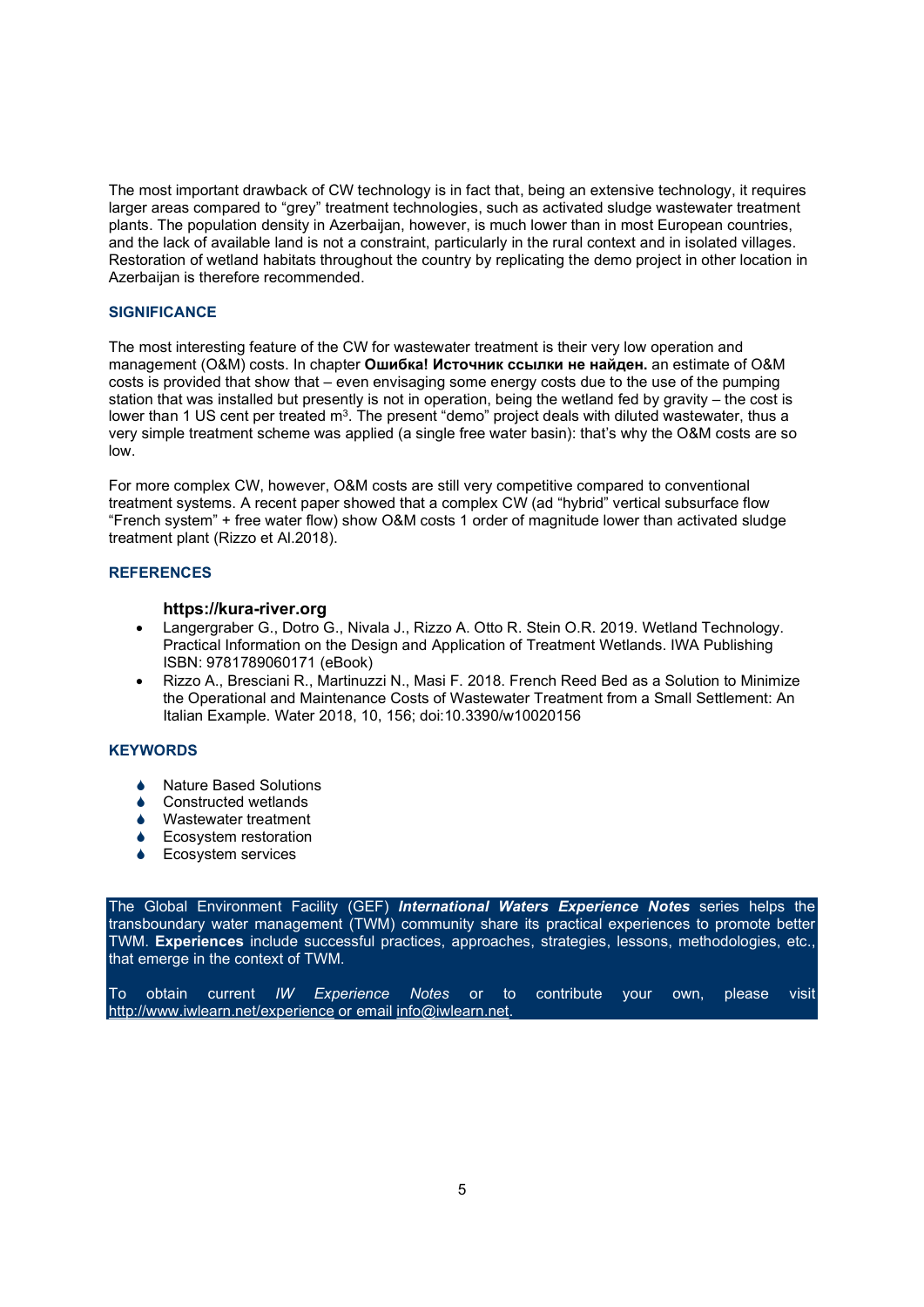The most important drawback of CW technology is in fact that, being an extensive technology, it requires larger areas compared to "grey" treatment technologies, such as activated sludge wastewater treatment plants. The population density in Azerbaijan, however, is much lower than in most European countries, and the lack of available land is not a constraint, particularly in the rural context and in isolated villages. Restoration of wetland habitats throughout the country by replicating the demo project in other location in Azerbaijan is therefore recommended.

## SIGNIFICANCE

The most interesting feature of the CW for wastewater treatment is their very low operation and management (O&M) costs. In chapter **Ошибка! Источник ссылки не найден.** an estimate of O&M costs is provided that show that – even envisaging some energy costs due to the use of the pumping station that was installed but presently is not in operation, being the wetland fed by gravity – the cost is lower than 1 US cent per treated m$^3$. The present "demo" project deals with diluted wastewater, thus a very simple treatment scheme was applied (a single free water basin): that's why the O&M costs are so low.

For more complex CW, however, O&M costs are still very competitive compared to conventional treatment systems. A recent paper showed that a complex CW (ad "hybrid" vertical subsurface flow "French system" + free water flow) show O&M costs 1 order of magnitude lower than activated sludge treatment plant (Rizzo et Al.2018).

## REFERENCES

**https://kura-river.org**

- Langergraber G., Dotro G., Nivala J., Rizzo A. Otto R. Stein O.R. 2019. Wetland Technology. Practical Information on the Design and Application of Treatment Wetlands. IWA Publishing ISBN: 9781789060171 (eBook)
- Rizzo A., Bresciani R., Martinuzzi N., Masi F. 2018. French Reed Bed as a Solution to Minimize the Operational and Maintenance Costs of Wastewater Treatment from a Small Settlement: An Italian Example. Water 2018, 10, 156; doi:10.3390/w10020156

## KEYWORDS

- Nature Based Solutions
- Constructed wetlands
- Wastewater treatment
- Ecosystem restoration
- Ecosystem services

The Global Environment Facility (GEF) ***International Waters Experience Notes*** series helps the transboundary water management (TWM) community share its practical experiences to promote better TWM. **Experiences** include successful practices, approaches, strategies, lessons, methodologies, etc., that emerge in the context of TWM.

To obtain current *IW Experience Notes* or to contribute your own, please visit http://www.iwlearn.net/experience or email info@iwlearn.net.